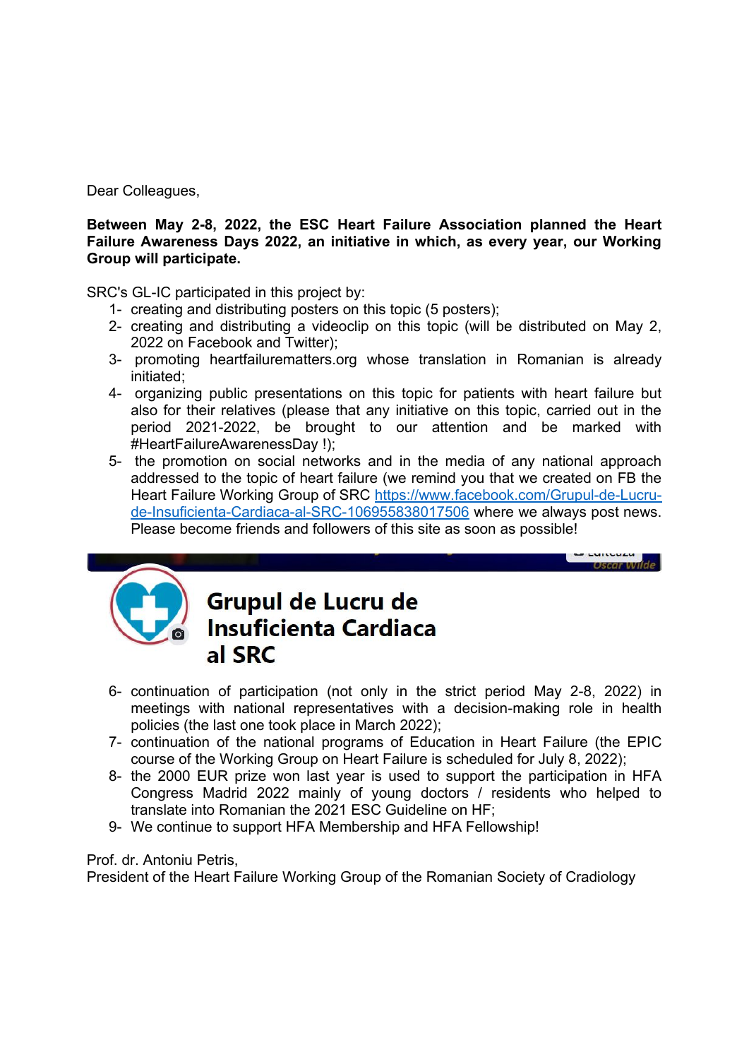Dear Colleagues,

**Between May 2-8, 2022, the ESC Heart Failure Association planned the Heart Failure Awareness Days 2022, an initiative in which, as every year, our Working Group will participate.**

SRC's GL-IC participated in this project by:

1- creating and distributing posters on this topic (5 posters);
2- creating and distributing a videoclip on this topic (will be distributed on May 2, 2022 on Facebook and Twitter);
3- promoting heartfailurematters.org whose translation in Romanian is already initiated;
4- organizing public presentations on this topic for patients with heart failure but also for their relatives (please that any initiative on this topic, carried out in the period 2021-2022, be brought to our attention and be marked with #HeartFailureAwarenessDay !);
5- the promotion on social networks and in the media of any national approach addressed to the topic of heart failure (we remind you that we created on FB the Heart Failure Working Group of SRC [https://www.facebook.com/Grupul-de-Lucru-de-Insuficienta-Cardiaca-al-SRC-106955838017506](https://www.facebook.com/Grupul-de-Lucru-de-Insuficienta-Cardiaca-al-SRC-106955838017506) where we always post news. Please become friends and followers of this site as soon as possible!

**Grupul de Lucru de Insuficienta Cardiaca al SRC**

6- continuation of participation (not only in the strict period May 2-8, 2022) in meetings with national representatives with a decision-making role in health policies (the last one took place in March 2022);
7- continuation of the national programs of Education in Heart Failure (the EPIC course of the Working Group on Heart Failure is scheduled for July 8, 2022);
8- the 2000 EUR prize won last year is used to support the participation in HFA Congress Madrid 2022 mainly of young doctors / residents who helped to translate into Romanian the 2021 ESC Guideline on HF;
9- We continue to support HFA Membership and HFA Fellowship!

Prof. dr. Antoniu Petris,
President of the Heart Failure Working Group of the Romanian Society of Cradiology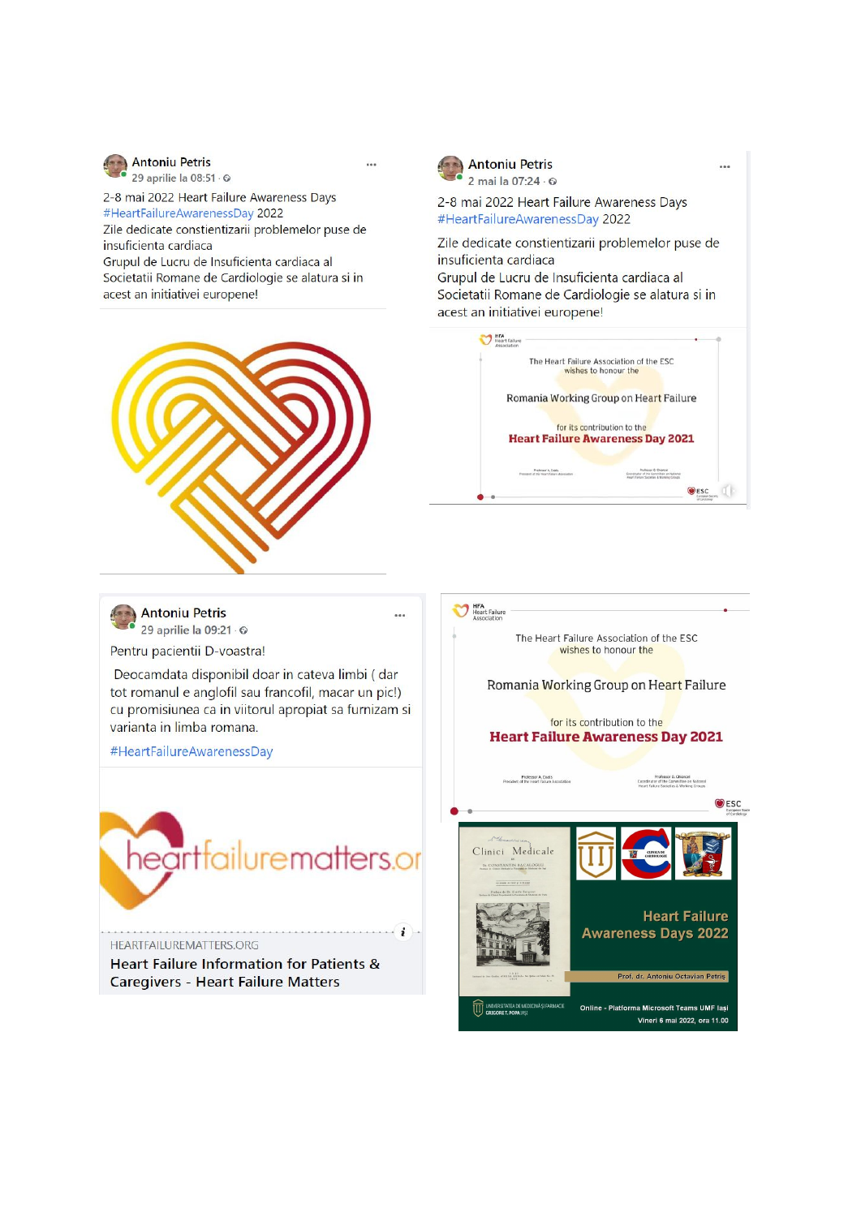Antoniu Petris
29 aprilie la 08:51

2-8 mai 2022 Heart Failure Awareness Days
#HeartFailureAwarenessDay 2022
Zile dedicate constientizarii problemelor puse de insuficienta cardiaca
Grupul de Lucru de Insuficienta cardiaca al Societatii Romane de Cardiologie se alatura si in acest an initiativei europene!

Antoniu Petris
2 mai la 07:24

2-8 mai 2022 Heart Failure Awareness Days
#HeartFailureAwarenessDay 2022

Zile dedicate constientizarii problemelor puse de insuficienta cardiaca
Grupul de Lucru de Insuficienta cardiaca al Societatii Romane de Cardiologie se alatura si in acest an initiativei europene!

HFA Heart Failure Association

The Heart Failure Association of the ESC wishes to honour the

Romania Working Group on Heart Failure

for its contribution to the

**Heart Failure Awareness Day 2021**

ESC

Antoniu Petris
29 aprilie la 09:21

Pentru pacientii D-voastra!

Deocamdata disponibil doar in cateva limbi ( dar tot romanul e anglofil sau francofil, macar un pic!) cu promisiunea ca in viitorul apropiat sa furnizam si varianta in limba romana.

#HeartFailureAwarenessDay

heartfailurematters.or

HEARTFAILUREMATTERS.ORG
Heart Failure Information for Patients & Caregivers - Heart Failure Matters

HFA Heart Failure Association

The Heart Failure Association of the ESC wishes to honour the

Romania Working Group on Heart Failure

for its contribution to the

**Heart Failure Awareness Day 2021**

ESC

Clinici Medicale

**Heart Failure Awareness Days 2022**

Prof. dr. Antoniu Octavian Petris

Online - Platforma Microsoft Teams UMF Iasi
Vineri 6 mai 2022, ora 11.00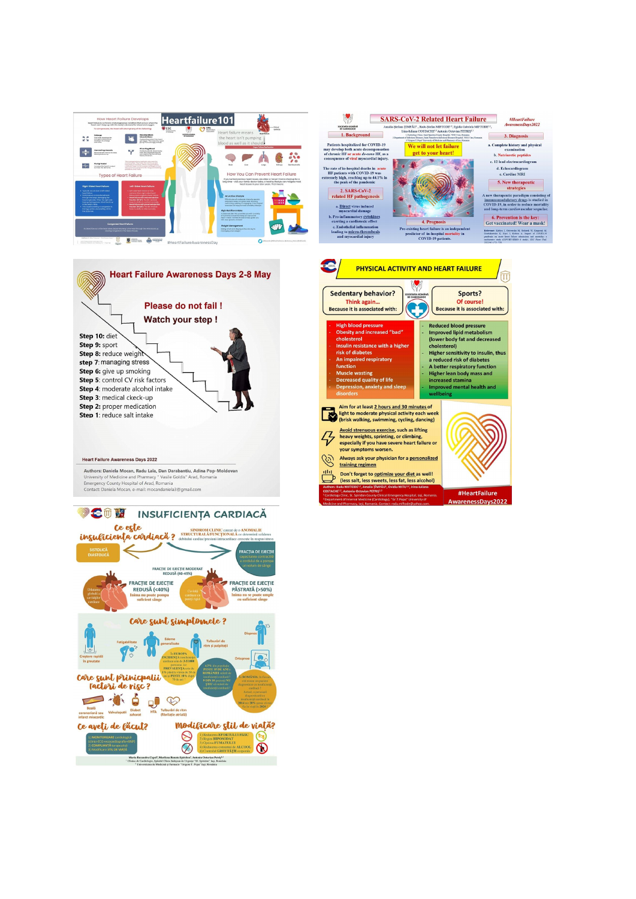## How Heart Failure Develops

# Heartfailure101

Heart failure means the heart isn't pumping blood as well as it should

### Types of Heart Failure

Right-Sided Heart Failure

Left-Sided Heart Failure

Congestive Heart Failure

### How You Can Prevent Heart Failure

#HeartFailureAwarenessDay

---

# SARS-CoV-2 Related Heart Failure

#HeartFailure AwarenessDays2022

Amalia-Ștefana TIMPĂU, Radu-Ștefan MIFTODE, Ovidiu MITU, Irina-Iuliana COSTACHE, Antoniu Octavian PETRIȘ

### 1. Background

Patients hospitalized for COVID-19 may develop both acute decompensation of chronic HF or acute de-novo HF, as a consequence of viral myocardial injury.

The rate of in-hospital deaths in acute HF patients with COVID-19 was extremely high, reaching up to 44.1% in the peak of the pandemic

### 2. SARS-CoV-2 related HF pathogenesis

a. Direct virus induced myocardial damage

b. Pro-inflammatory cytokines exerting a cardiotoxic effect

c. Endothelial inflammation leading to micro-thrombosis and myocardial injury

**We will not let failure get to your heart!**

### 3. Diagnosis

a. Complete history and physical examination

b. Natriuretic peptides

c. 12 lead electrocardiogram

d. Echocardiogram

e. Cardiac MRI

### 4. Prognosis

Pre-existing heart failure is an independent predictor of in-hospital mortality in COVID-19 patients.

### 5. New therapeutic strategies

A new therapeutic paradigm consisting of immunomodulatory drugs is studied in COVID-19, in order to reduce mortality and long-term cardiovascular sequelae.

### 6. Prevention is the key!

Get vaccinated! Wear a mask!

---

# Heart Failure Awareness Days 2-8 May

**Please do not fail !**

**Watch your step !**

- **Step 10**: diet
- **Step 9**: sport
- **Step 8**: reduce weight
- **Step 7**: managing stress
- **Step 6**: give up smoking
- **Step 5**: control CV risk factors
- **Step 4**: moderate alcohol intake
- **Step 3**: medical check-up
- **Step 2**: proper medication
- **Step 1**: reduce salt intake

Heart Failure Awareness Days 2022

Authors: Daniela Mocan, Radu Lala, Dan Darabantiu, Adina Pop-Moldovan
University of Medicine and Pharmacy " Vasile Goldis" Arad, Romania
Emergency County Hospital of Arad, Romania
Contact: Daniela Mocan, e-mail: mocandaniela3@gmail.com

---

# PHYSICAL ACTIVITY AND HEART FAILURE

| Sedentary behavior? Think again... Because it is associated with: | Sports? Of course! Because it is associated with: |
| --- | --- |
| - High blood pressure<br>- Obesity and increased "bad" cholesterol<br>- Insulin resistance with a higher risk of diabetes<br>- An impaired respiratory function<br>- Muscle wasting<br>- Decreased quality of life<br>- Depression, anxiety and sleep disorders | - Reduced blood pressure<br>- Improved lipid metabolism (lower body fat and decreased cholesterol)<br>- Higher sensitivity to insulin, thus a reduced risk of diabetes<br>- A better respiratory function<br>- Higher lean body mass and increased stamina<br>- Improved mental health and wellbeing |

Aim for at least 2 hours and 30 minutes of light to moderate physical activity each week (brisk walking, swimming, cycling, dancing)

Avoid strenuous exercise, such as lifting heavy weights, sprinting, or climbing, especially if you have severe heart failure or your symptoms worsen.

Always ask your physician for a personalized training regimen

Don't forget to optimize your diet as well! (less salt, less sweets, less fat, less alcohol)

Authors: Radu MIFTODE, Amalia TIMPĂU, Ovidiu MITU, Irina-Iuliana COSTACHE, Antoniu-Octavian PETRIȘ

#HeartFailure AwarenessDays2022

---

# INSUFICIENȚA CARDIACĂ

## Ce este insuficiența cardiacă ?

SINDROM CLINIC cauzat de o ANOMALIE STRUCTURALĂ/FUNCȚIONALĂ ce determină scăderea debitului cardiac/presiuni intracardiace crescute în repaus/stres

SISTOLICĂ / DIASTOLICĂ

FRACȚIA DE EJECȚIE capacitatea contractilă a cordului de a pompa un volum de sânge

FRACȚIE DE EJECȚIE MODERAT REDUSĂ (40-49%)

FRACȚIE DE EJECȚIE REDUSĂ (<40%) Inima nu poate pompa suficient sânge

FRACȚIE DE EJECȚIE PĂSTRATĂ (>50%) Inima nu se poate umple cu suficient sânge

## Care sunt simptomele ?

Creștere rapidă în greutate · Fatigabilitate · Edeme generalizate · Tulburări de ritm și palpitații · Dispnee · Ortopnee

## Care sunt principalii factori de risc ?

Boală coronariană sau infarct miocardic · Valvulopatii · Diabet zaharat · HTA · Tulburări de ritm (fibrilație atrială)

## Ce aveți de făcut?

1) MONITORIZARE cardiologică
2) COMPLIANȚĂ terapeutică
3) Modificare STIL DE VIAȚĂ

## Modificare stil de viață?

1) Reducerea EFORTULUI FIZIC
2) Regim HIPOSODAT
3) Oprirea FUMATULUI
4) Reducerea consumului de ALCOOL
5) Controlul GREUTĂȚII corporale

Maria-Ruxandra Cepoi, Marilena Renata Spiridon, Antoniu Octavian Petriș
Clinica de Cardiologie, Spitalul Clinic Județean de Urgență "Sf. Spiridon" Iași, România
Universitatea de Medicină și Farmacie "Grigore T. Popa" Iași, România